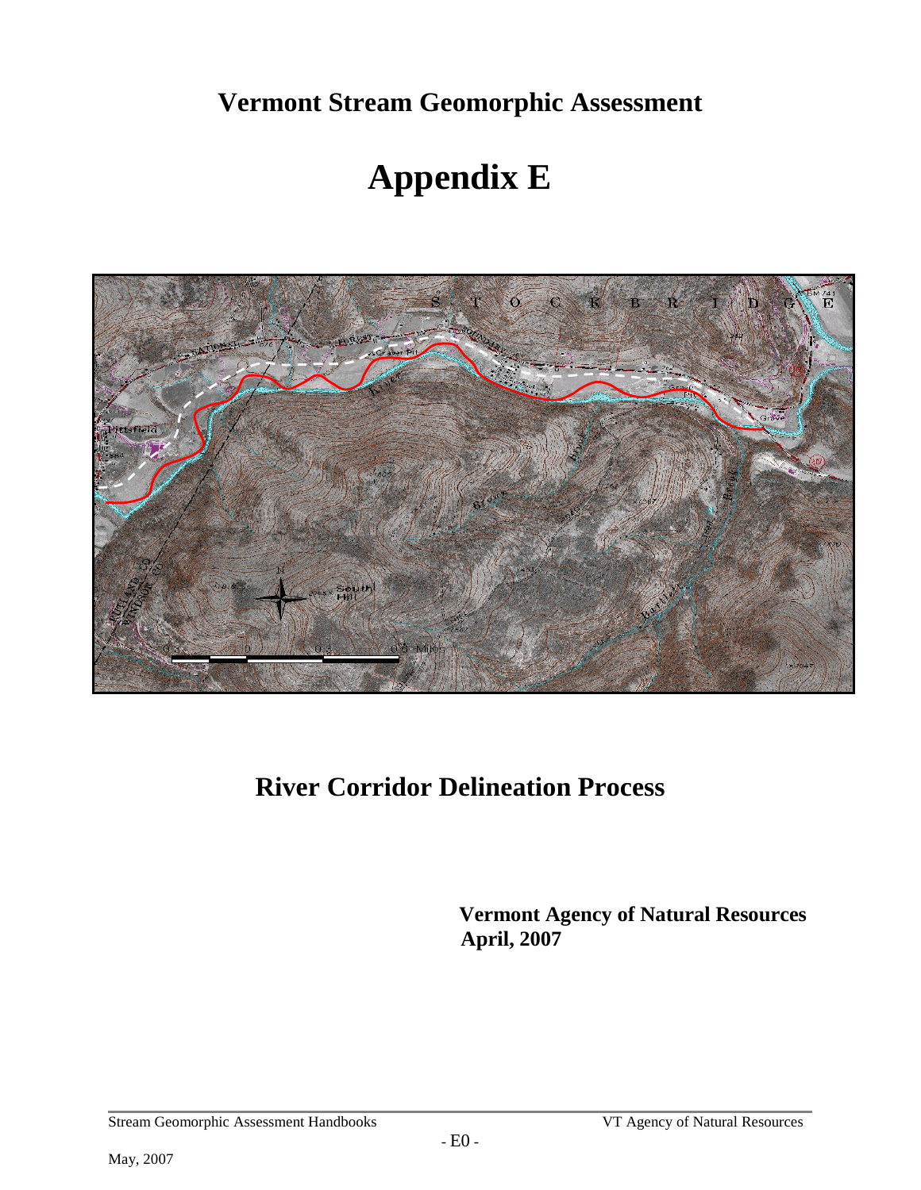# Vermont Stream Geomorphic Assessment

# Appendix E

## River Corridor Delineation Process

**Vermont Agency of Natural Resources**
**April, 2007**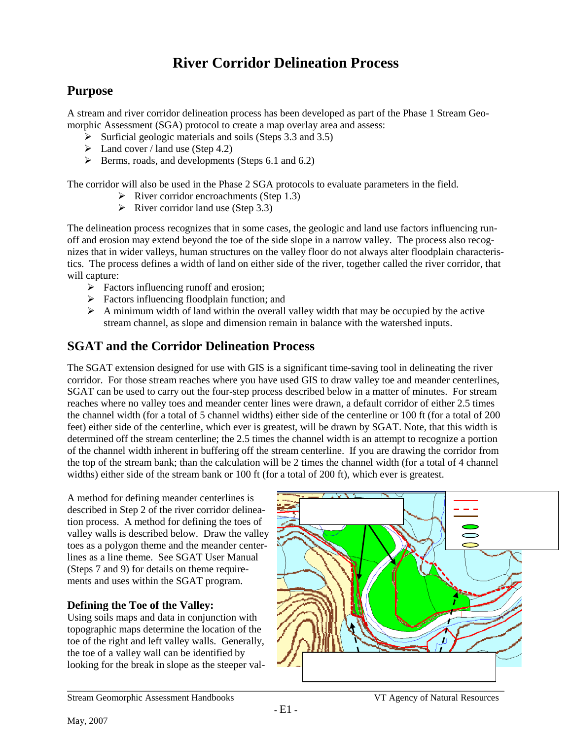# River Corridor Delineation Process

## Purpose

A stream and river corridor delineation process has been developed as part of the Phase 1 Stream Geomorphic Assessment (SGA) protocol to create a map overlay area and assess:

- Surficial geologic materials and soils (Steps 3.3 and 3.5)
- Land cover / land use (Step 4.2)
- Berms, roads, and developments (Steps 6.1 and 6.2)

The corridor will also be used in the Phase 2 SGA protocols to evaluate parameters in the field.

- River corridor encroachments (Step 1.3)
- River corridor land use (Step 3.3)

The delineation process recognizes that in some cases, the geologic and land use factors influencing runoff and erosion may extend beyond the toe of the side slope in a narrow valley. The process also recognizes that in wider valleys, human structures on the valley floor do not always alter floodplain characteristics. The process defines a width of land on either side of the river, together called the river corridor, that will capture:

- Factors influencing runoff and erosion;
- Factors influencing floodplain function; and
- A minimum width of land within the overall valley width that may be occupied by the active stream channel, as slope and dimension remain in balance with the watershed inputs.

## SGAT and the Corridor Delineation Process

The SGAT extension designed for use with GIS is a significant time-saving tool in delineating the river corridor. For those stream reaches where you have used GIS to draw valley toe and meander centerlines, SGAT can be used to carry out the four-step process described below in a matter of minutes. For stream reaches where no valley toes and meander center lines were drawn, a default corridor of either 2.5 times the channel width (for a total of 5 channel widths) either side of the centerline or 100 ft (for a total of 200 feet) either side of the centerline, which ever is greatest, will be drawn by SGAT. Note, that this width is determined off the stream centerline; the 2.5 times the channel width is an attempt to recognize a portion of the channel width inherent in buffering off the stream centerline. If you are drawing the corridor from the top of the stream bank; than the calculation will be 2 times the channel width (for a total of 4 channel widths) either side of the stream bank or 100 ft (for a total of 200 ft), which ever is greatest.

A method for defining meander centerlines is described in Step 2 of the river corridor delineation process. A method for defining the toes of valley walls is described below. Draw the valley toes as a polygon theme and the meander centerlines as a line theme. See SGAT User Manual (Steps 7 and 9) for details on theme requirements and uses within the SGAT program.

### Defining the Toe of the Valley:

Using soils maps and data in conjunction with topographic maps determine the location of the toe of the right and left valley walls. Generally, the toe of a valley wall can be identified by looking for the break in slope as the steeper val-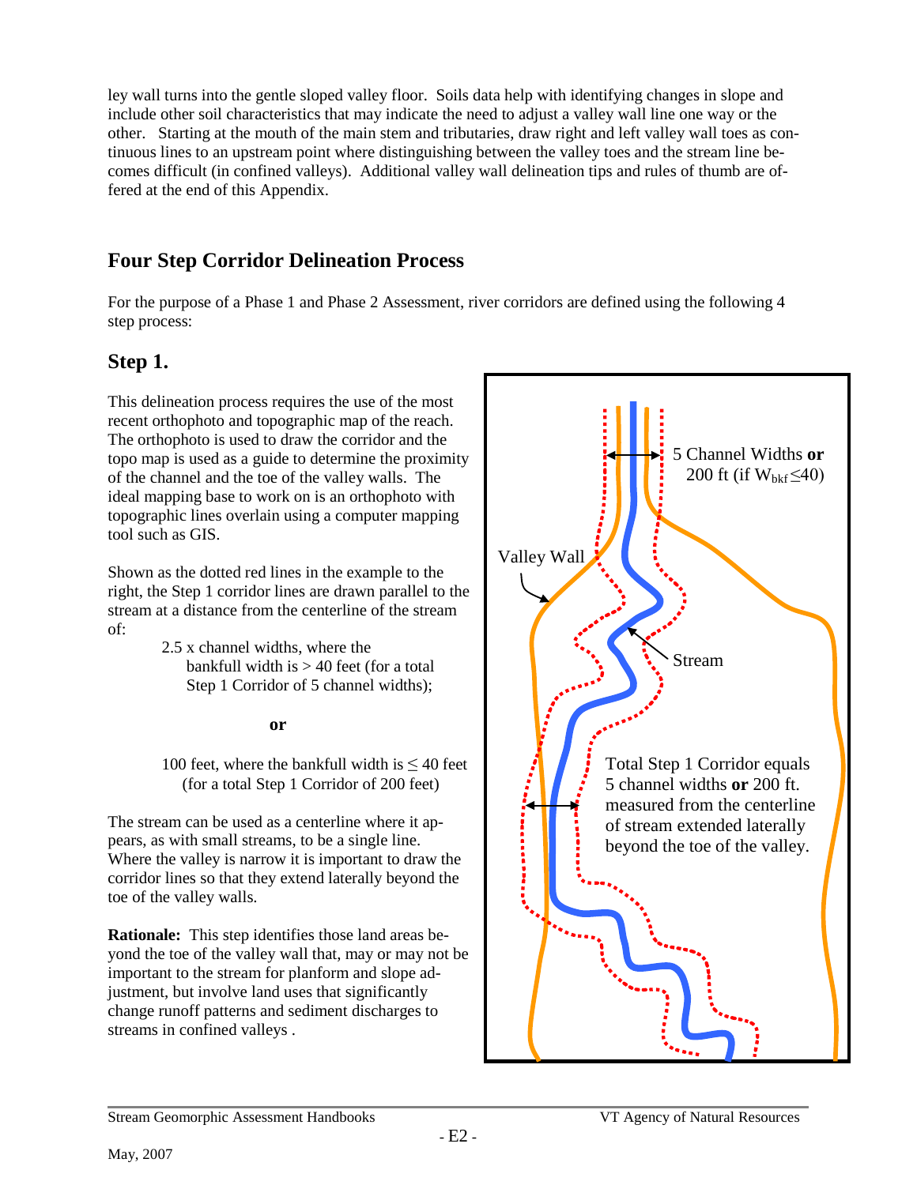ley wall turns into the gentle sloped valley floor. Soils data help with identifying changes in slope and include other soil characteristics that may indicate the need to adjust a valley wall line one way or the other. Starting at the mouth of the main stem and tributaries, draw right and left valley wall toes as continuous lines to an upstream point where distinguishing between the valley toes and the stream line becomes difficult (in confined valleys). Additional valley wall delineation tips and rules of thumb are offered at the end of this Appendix.

## Four Step Corridor Delineation Process

For the purpose of a Phase 1 and Phase 2 Assessment, river corridors are defined using the following 4 step process:

## Step 1.

This delineation process requires the use of the most recent orthophoto and topographic map of the reach. The orthophoto is used to draw the corridor and the topo map is used as a guide to determine the proximity of the channel and the toe of the valley walls. The ideal mapping base to work on is an orthophoto with topographic lines overlain using a computer mapping tool such as GIS.

Shown as the dotted red lines in the example to the right, the Step 1 corridor lines are drawn parallel to the stream at a distance from the centerline of the stream of:

> 2.5 x channel widths, where the bankfull width is > 40 feet (for a total Step 1 Corridor of 5 channel widths);
>
> **or**
>
> 100 feet, where the bankfull width is ≤ 40 feet (for a total Step 1 Corridor of 200 feet)

The stream can be used as a centerline where it appears, as with small streams, to be a single line. Where the valley is narrow it is important to draw the corridor lines so that they extend laterally beyond the toe of the valley walls.

**Rationale:** This step identifies those land areas beyond the toe of the valley wall that, may or may not be important to the stream for planform and slope adjustment, but involve land uses that significantly change runoff patterns and sediment discharges to streams in confined valleys .

Valley Wall

5 Channel Widths **or** 200 ft (if $W_{bkf} \leq 40$)

Stream

Total Step 1 Corridor equals 5 channel widths **or** 200 ft. measured from the centerline of stream extended laterally beyond the toe of the valley.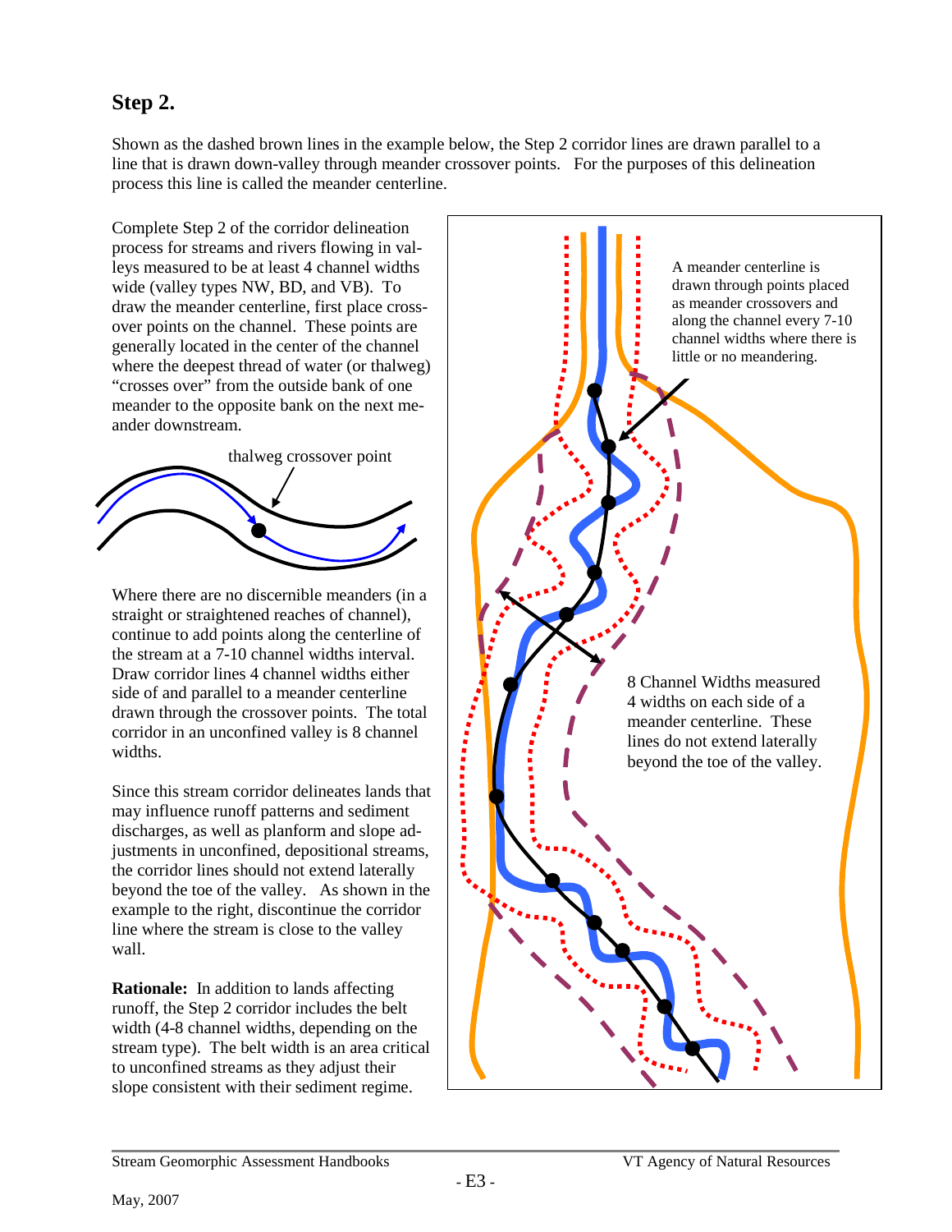## Step 2.

Shown as the dashed brown lines in the example below, the Step 2 corridor lines are drawn parallel to a line that is drawn down-valley through meander crossover points. For the purposes of this delineation process this line is called the meander centerline.

Complete Step 2 of the corridor delineation process for streams and rivers flowing in valleys measured to be at least 4 channel widths wide (valley types NW, BD, and VB). To draw the meander centerline, first place crossover points on the channel. These points are generally located in the center of the channel where the deepest thread of water (or thalweg) "crosses over" from the outside bank of one meander to the opposite bank on the next meander downstream.

thalweg crossover point

Where there are no discernible meanders (in a straight or straightened reaches of channel), continue to add points along the centerline of the stream at a 7-10 channel widths interval. Draw corridor lines 4 channel widths either side of and parallel to a meander centerline drawn through the crossover points. The total corridor in an unconfined valley is 8 channel widths.

Since this stream corridor delineates lands that may influence runoff patterns and sediment discharges, as well as planform and slope adjustments in unconfined, depositional streams, the corridor lines should not extend laterally beyond the toe of the valley. As shown in the example to the right, discontinue the corridor line where the stream is close to the valley wall.

**Rationale:** In addition to lands affecting runoff, the Step 2 corridor includes the belt width (4-8 channel widths, depending on the stream type). The belt width is an area critical to unconfined streams as they adjust their slope consistent with their sediment regime.

A meander centerline is drawn through points placed as meander crossovers and along the channel every 7-10 channel widths where there is little or no meandering.

8 Channel Widths measured 4 widths on each side of a meander centerline. These lines do not extend laterally beyond the toe of the valley.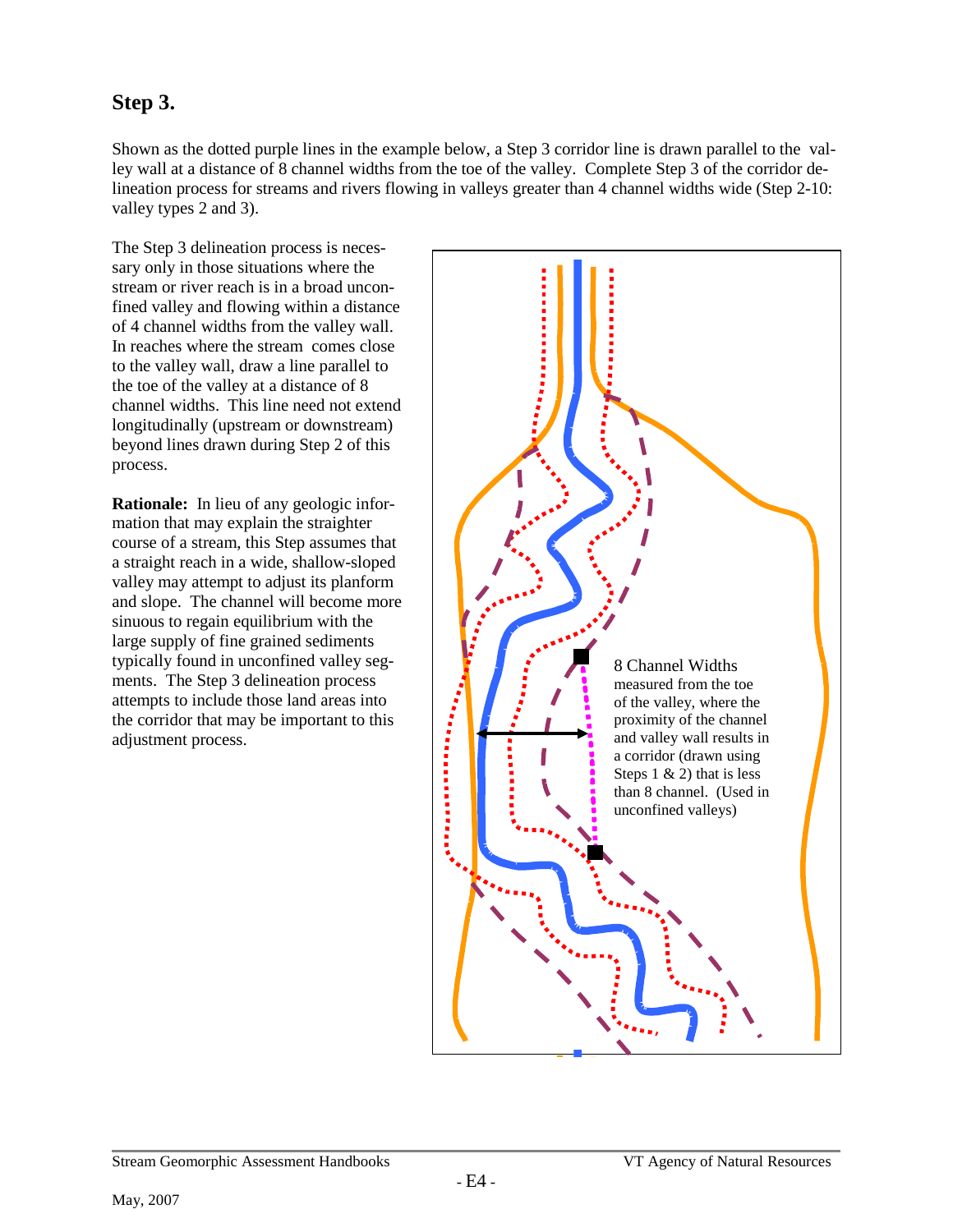## Step 3.

Shown as the dotted purple lines in the example below, a Step 3 corridor line is drawn parallel to the valley wall at a distance of 8 channel widths from the toe of the valley. Complete Step 3 of the corridor delineation process for streams and rivers flowing in valleys greater than 4 channel widths wide (Step 2-10: valley types 2 and 3).

The Step 3 delineation process is necessary only in those situations where the stream or river reach is in a broad unconfined valley and flowing within a distance of 4 channel widths from the valley wall. In reaches where the stream comes close to the valley wall, draw a line parallel to the toe of the valley at a distance of 8 channel widths. This line need not extend longitudinally (upstream or downstream) beyond lines drawn during Step 2 of this process.

**Rationale:** In lieu of any geologic information that may explain the straighter course of a stream, this Step assumes that a straight reach in a wide, shallow-sloped valley may attempt to adjust its planform and slope. The channel will become more sinuous to regain equilibrium with the large supply of fine grained sediments typically found in unconfined valley segments. The Step 3 delineation process attempts to include those land areas into the corridor that may be important to this adjustment process.

8 Channel Widths measured from the toe of the valley, where the proximity of the channel and valley wall results in a corridor (drawn using Steps 1 & 2) that is less than 8 channel. (Used in unconfined valleys)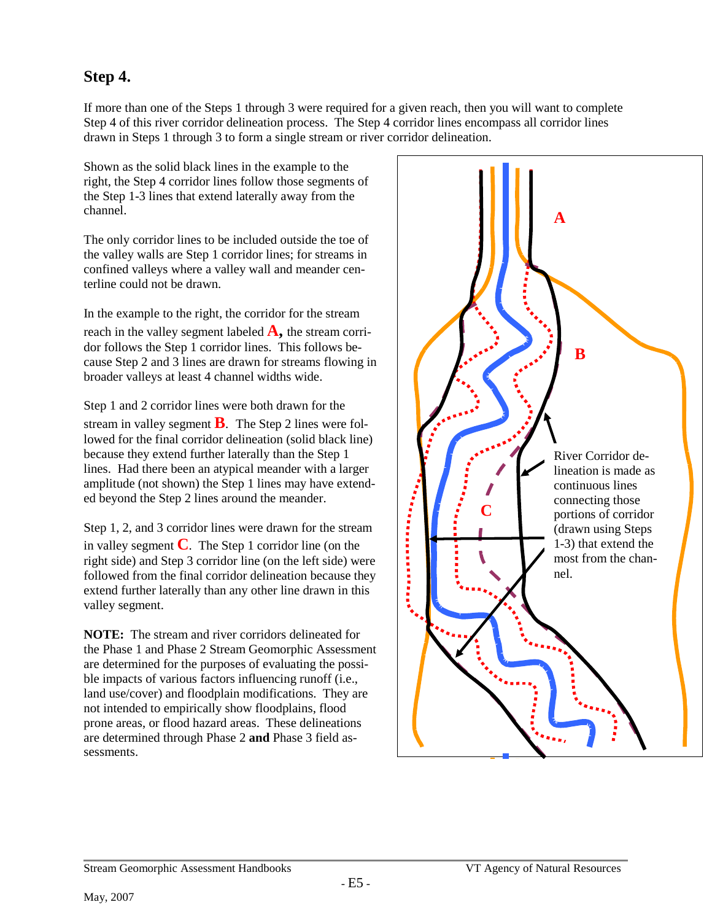## Step 4.

If more than one of the Steps 1 through 3 were required for a given reach, then you will want to complete Step 4 of this river corridor delineation process. The Step 4 corridor lines encompass all corridor lines drawn in Steps 1 through 3 to form a single stream or river corridor delineation.

Shown as the solid black lines in the example to the right, the Step 4 corridor lines follow those segments of the Step 1-3 lines that extend laterally away from the channel.

The only corridor lines to be included outside the toe of the valley walls are Step 1 corridor lines; for streams in confined valleys where a valley wall and meander centerline could not be drawn.

In the example to the right, the corridor for the stream reach in the valley segment labeled **A**, the stream corridor follows the Step 1 corridor lines. This follows because Step 2 and 3 lines are drawn for streams flowing in broader valleys at least 4 channel widths wide.

Step 1 and 2 corridor lines were both drawn for the stream in valley segment **B**. The Step 2 lines were followed for the final corridor delineation (solid black line) because they extend further laterally than the Step 1 lines. Had there been an atypical meander with a larger amplitude (not shown) the Step 1 lines may have extended beyond the Step 2 lines around the meander.

Step 1, 2, and 3 corridor lines were drawn for the stream in valley segment **C**. The Step 1 corridor line (on the right side) and Step 3 corridor line (on the left side) were followed from the final corridor delineation because they extend further laterally than any other line drawn in this valley segment.

**NOTE:** The stream and river corridors delineated for the Phase 1 and Phase 2 Stream Geomorphic Assessment are determined for the purposes of evaluating the possible impacts of various factors influencing runoff (i.e., land use/cover) and floodplain modifications. They are not intended to empirically show floodplains, flood prone areas, or flood hazard areas. These delineations are determined through Phase 2 **and** Phase 3 field assessments.

A

B

C

River Corridor delineation is made as continuous lines connecting those portions of corridor (drawn using Steps 1-3) that extend the most from the channel.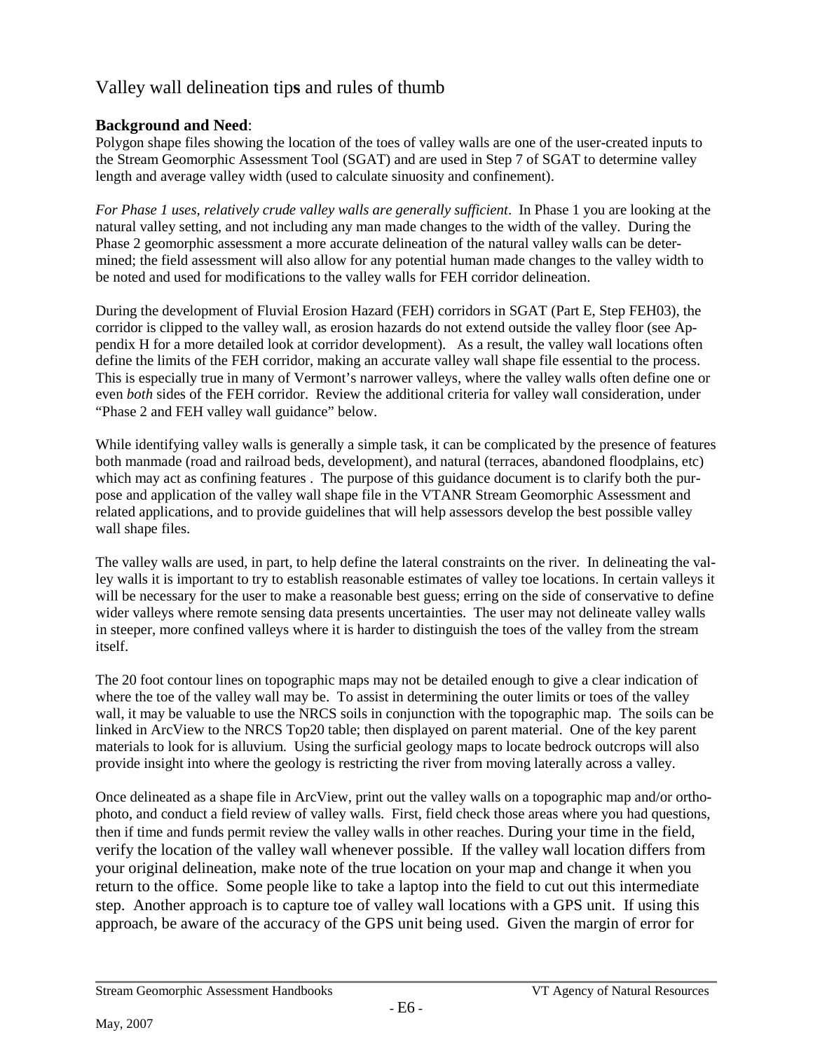# Valley wall delineation tips and rules of thumb

**Background and Need**:
Polygon shape files showing the location of the toes of valley walls are one of the user-created inputs to the Stream Geomorphic Assessment Tool (SGAT) and are used in Step 7 of SGAT to determine valley length and average valley width (used to calculate sinuosity and confinement).

*For Phase 1 uses, relatively crude valley walls are generally sufficient*. In Phase 1 you are looking at the natural valley setting, and not including any man made changes to the width of the valley. During the Phase 2 geomorphic assessment a more accurate delineation of the natural valley walls can be determined; the field assessment will also allow for any potential human made changes to the valley width to be noted and used for modifications to the valley walls for FEH corridor delineation.

During the development of Fluvial Erosion Hazard (FEH) corridors in SGAT (Part E, Step FEH03), the corridor is clipped to the valley wall, as erosion hazards do not extend outside the valley floor (see Appendix H for a more detailed look at corridor development). As a result, the valley wall locations often define the limits of the FEH corridor, making an accurate valley wall shape file essential to the process. This is especially true in many of Vermont's narrower valleys, where the valley walls often define one or even *both* sides of the FEH corridor. Review the additional criteria for valley wall consideration, under "Phase 2 and FEH valley wall guidance" below.

While identifying valley walls is generally a simple task, it can be complicated by the presence of features both manmade (road and railroad beds, development), and natural (terraces, abandoned floodplains, etc) which may act as confining features . The purpose of this guidance document is to clarify both the purpose and application of the valley wall shape file in the VTANR Stream Geomorphic Assessment and related applications, and to provide guidelines that will help assessors develop the best possible valley wall shape files.

The valley walls are used, in part, to help define the lateral constraints on the river. In delineating the valley walls it is important to try to establish reasonable estimates of valley toe locations. In certain valleys it will be necessary for the user to make a reasonable best guess; erring on the side of conservative to define wider valleys where remote sensing data presents uncertainties. The user may not delineate valley walls in steeper, more confined valleys where it is harder to distinguish the toes of the valley from the stream itself.

The 20 foot contour lines on topographic maps may not be detailed enough to give a clear indication of where the toe of the valley wall may be. To assist in determining the outer limits or toes of the valley wall, it may be valuable to use the NRCS soils in conjunction with the topographic map. The soils can be linked in ArcView to the NRCS Top20 table; then displayed on parent material. One of the key parent materials to look for is alluvium. Using the surficial geology maps to locate bedrock outcrops will also provide insight into where the geology is restricting the river from moving laterally across a valley.

Once delineated as a shape file in ArcView, print out the valley walls on a topographic map and/or orthophoto, and conduct a field review of valley walls. First, field check those areas where you had questions, then if time and funds permit review the valley walls in other reaches. During your time in the field, verify the location of the valley wall whenever possible. If the valley wall location differs from your original delineation, make note of the true location on your map and change it when you return to the office. Some people like to take a laptop into the field to cut out this intermediate step. Another approach is to capture toe of valley wall locations with a GPS unit. If using this approach, be aware of the accuracy of the GPS unit being used. Given the margin of error for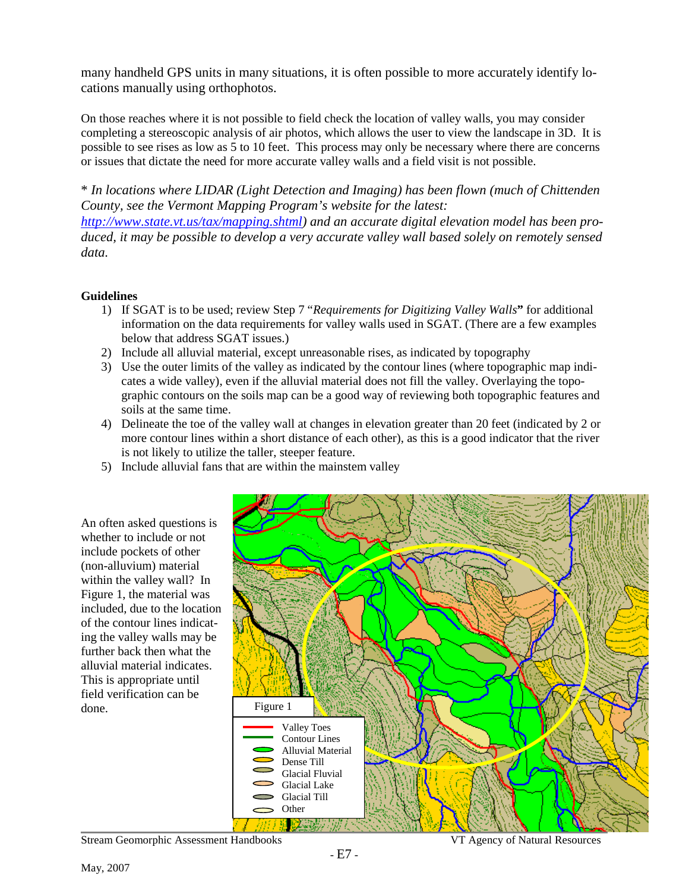many handheld GPS units in many situations, it is often possible to more accurately identify locations manually using orthophotos.

On those reaches where it is not possible to field check the location of valley walls, you may consider completing a stereoscopic analysis of air photos, which allows the user to view the landscape in 3D. It is possible to see rises as low as 5 to 10 feet. This process may only be necessary where there are concerns or issues that dictate the need for more accurate valley walls and a field visit is not possible.

*\* In locations where LIDAR (Light Detection and Imaging) has been flown (much of Chittenden County, see the Vermont Mapping Program's website for the latest: [http://www.state.vt.us/tax/mapping.shtml](http://www.state.vt.us/tax/mapping.shtml)) and an accurate digital elevation model has been produced, it may be possible to develop a very accurate valley wall based solely on remotely sensed data.*

**Guidelines**

1) If SGAT is to be used; review Step 7 "*Requirements for Digitizing Valley Walls*" for additional information on the data requirements for valley walls used in SGAT. (There are a few examples below that address SGAT issues.)
2) Include all alluvial material, except unreasonable rises, as indicated by topography
3) Use the outer limits of the valley as indicated by the contour lines (where topographic map indicates a wide valley), even if the alluvial material does not fill the valley. Overlaying the topographic contours on the soils map can be a good way of reviewing both topographic features and soils at the same time.
4) Delineate the toe of the valley wall at changes in elevation greater than 20 feet (indicated by 2 or more contour lines within a short distance of each other), as this is a good indicator that the river is not likely to utilize the taller, steeper feature.
5) Include alluvial fans that are within the mainstem valley

An often asked questions is whether to include or not include pockets of other (non-alluvium) material within the valley wall? In Figure 1, the material was included, due to the location of the contour lines indicating the valley walls may be further back then what the alluvial material indicates. This is appropriate until field verification can be done.

Figure 1

Valley Toes
Contour Lines
Alluvial Material
Dense Till
Glacial Fluvial
Glacial Lake
Glacial Till
Other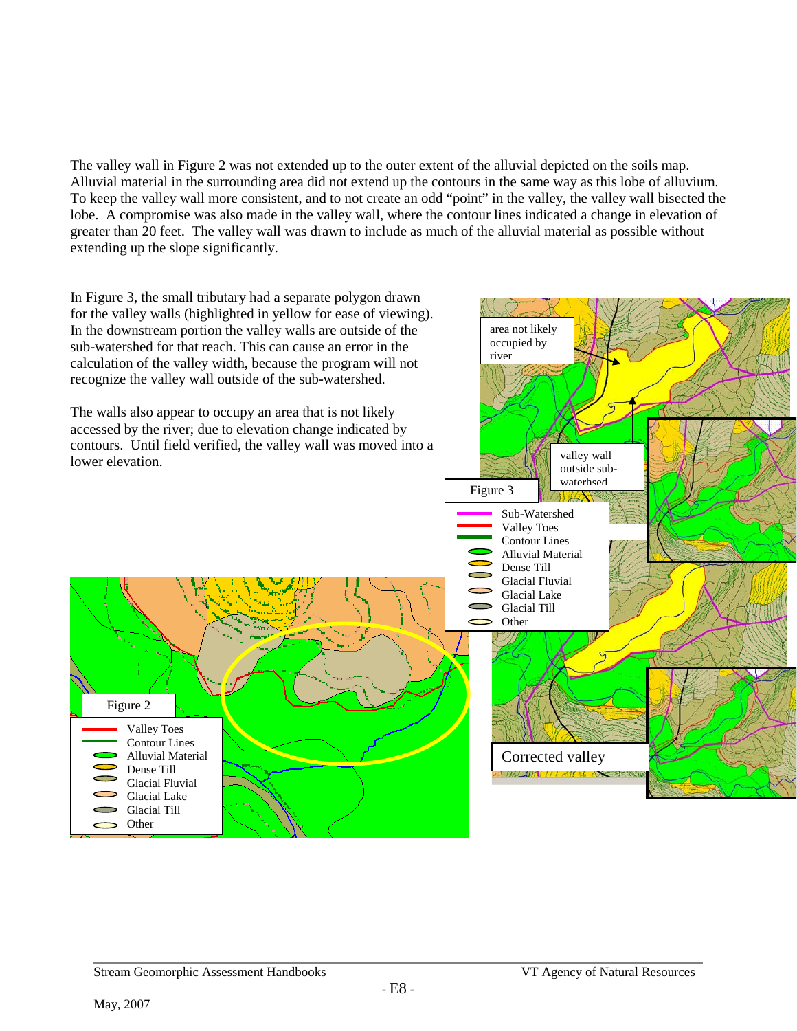The valley wall in Figure 2 was not extended up to the outer extent of the alluvial depicted on the soils map. Alluvial material in the surrounding area did not extend up the contours in the same way as this lobe of alluvium. To keep the valley wall more consistent, and to not create an odd "point" in the valley, the valley wall bisected the lobe. A compromise was also made in the valley wall, where the contour lines indicated a change in elevation of greater than 20 feet. The valley wall was drawn to include as much of the alluvial material as possible without extending up the slope significantly.

In Figure 3, the small tributary had a separate polygon drawn for the valley walls (highlighted in yellow for ease of viewing). In the downstream portion the valley walls are outside of the sub-watershed for that reach. This can cause an error in the calculation of the valley width, because the program will not recognize the valley wall outside of the sub-watershed.

The walls also appear to occupy an area that is not likely accessed by the river; due to elevation change indicated by contours. Until field verified, the valley wall was moved into a lower elevation.

Figure 2

Figure 3

Corrected valley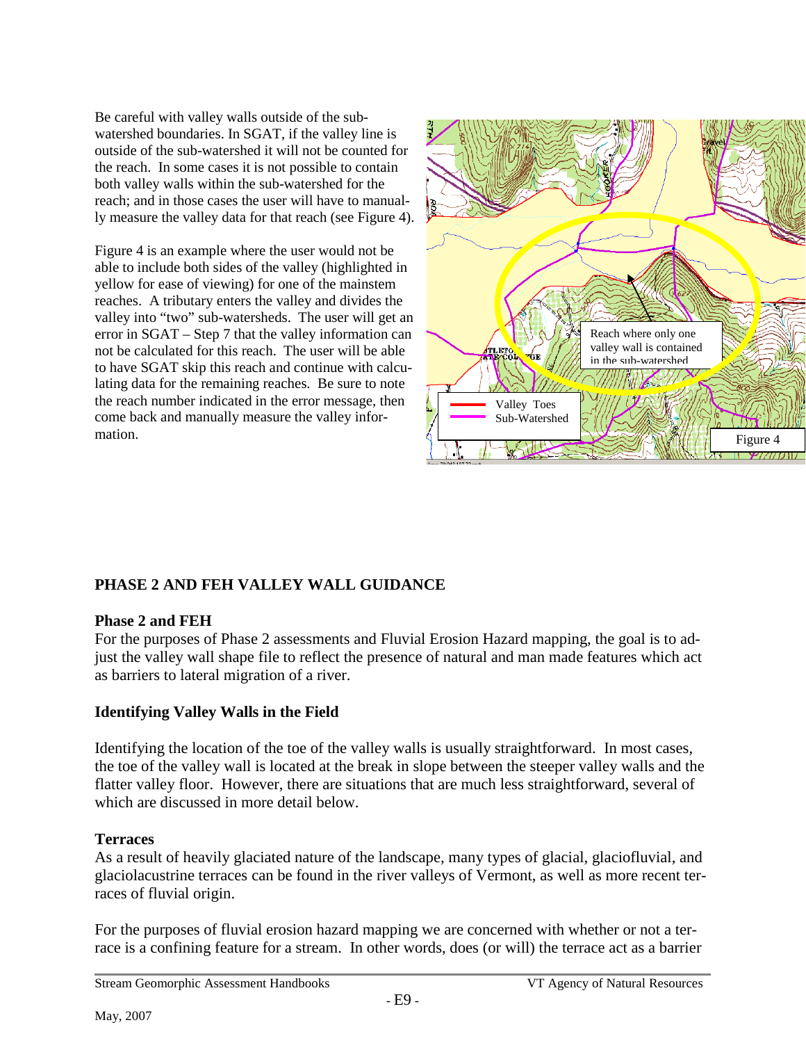Be careful with valley walls outside of the sub-watershed boundaries. In SGAT, if the valley line is outside of the sub-watershed it will not be counted for the reach. In some cases it is not possible to contain both valley walls within the sub-watershed for the reach; and in those cases the user will have to manually measure the valley data for that reach (see Figure 4).

Figure 4 is an example where the user would not be able to include both sides of the valley (highlighted in yellow for ease of viewing) for one of the mainstem reaches. A tributary enters the valley and divides the valley into "two" sub-watersheds. The user will get an error in SGAT – Step 7 that the valley information can not be calculated for this reach. The user will be able to have SGAT skip this reach and continue with calculating data for the remaining reaches. Be sure to note the reach number indicated in the error message, then come back and manually measure the valley information.

Reach where only one valley wall is contained in the sub-watershed

Valley Toes
Sub-Watershed

Figure 4

## PHASE 2 AND FEH VALLEY WALL GUIDANCE

### Phase 2 and FEH

For the purposes of Phase 2 assessments and Fluvial Erosion Hazard mapping, the goal is to adjust the valley wall shape file to reflect the presence of natural and man made features which act as barriers to lateral migration of a river.

### Identifying Valley Walls in the Field

Identifying the location of the toe of the valley walls is usually straightforward. In most cases, the toe of the valley wall is located at the break in slope between the steeper valley walls and the flatter valley floor. However, there are situations that are much less straightforward, several of which are discussed in more detail below.

### Terraces

As a result of heavily glaciated nature of the landscape, many types of glacial, glaciofluvial, and glaciolacustrine terraces can be found in the river valleys of Vermont, as well as more recent terraces of fluvial origin.

For the purposes of fluvial erosion hazard mapping we are concerned with whether or not a terrace is a confining feature for a stream. In other words, does (or will) the terrace act as a barrier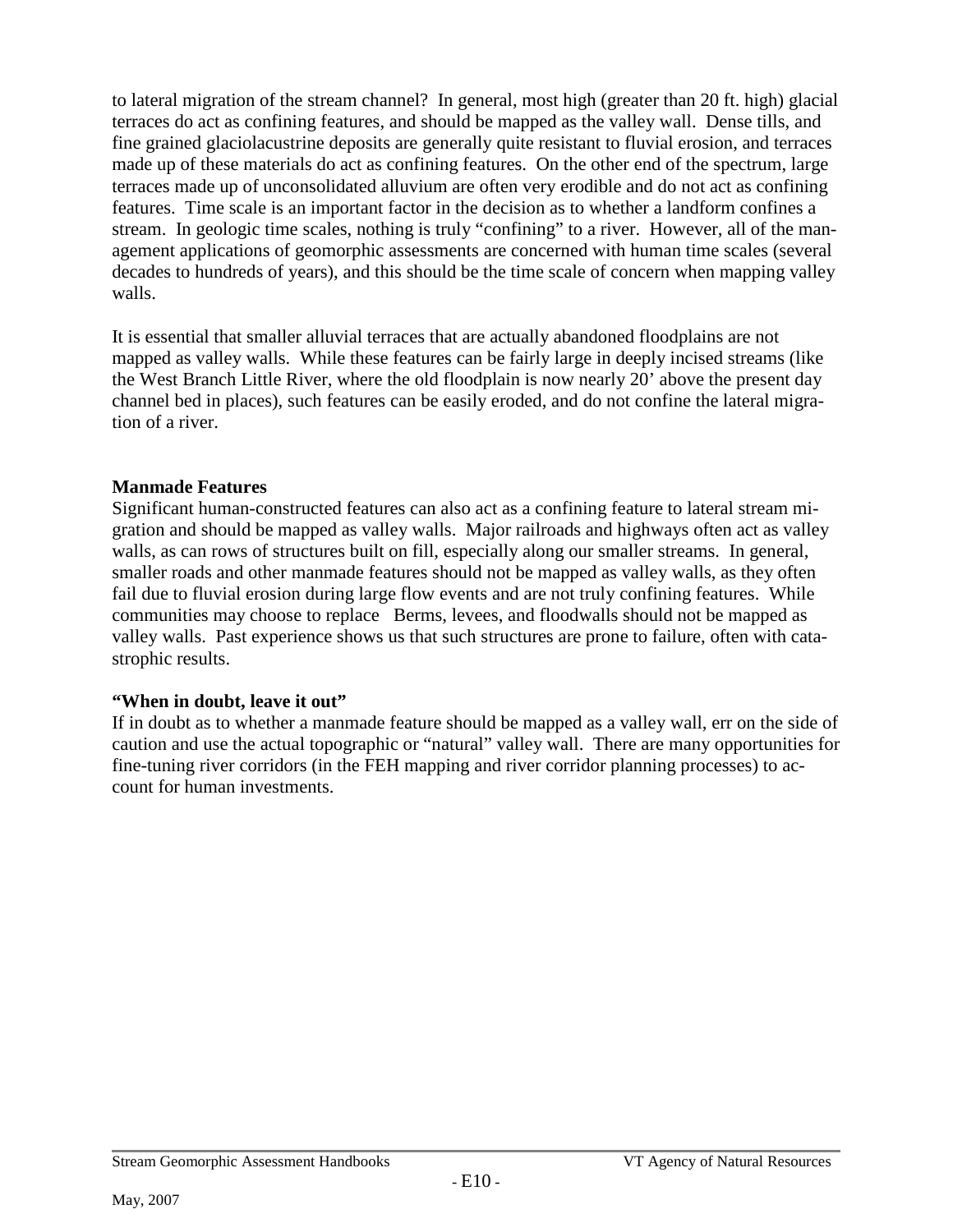to lateral migration of the stream channel? In general, most high (greater than 20 ft. high) glacial terraces do act as confining features, and should be mapped as the valley wall. Dense tills, and fine grained glaciolacustrine deposits are generally quite resistant to fluvial erosion, and terraces made up of these materials do act as confining features. On the other end of the spectrum, large terraces made up of unconsolidated alluvium are often very erodible and do not act as confining features. Time scale is an important factor in the decision as to whether a landform confines a stream. In geologic time scales, nothing is truly "confining" to a river. However, all of the management applications of geomorphic assessments are concerned with human time scales (several decades to hundreds of years), and this should be the time scale of concern when mapping valley walls.

It is essential that smaller alluvial terraces that are actually abandoned floodplains are not mapped as valley walls. While these features can be fairly large in deeply incised streams (like the West Branch Little River, where the old floodplain is now nearly 20' above the present day channel bed in places), such features can be easily eroded, and do not confine the lateral migration of a river.

**Manmade Features**

Significant human-constructed features can also act as a confining feature to lateral stream migration and should be mapped as valley walls. Major railroads and highways often act as valley walls, as can rows of structures built on fill, especially along our smaller streams. In general, smaller roads and other manmade features should not be mapped as valley walls, as they often fail due to fluvial erosion during large flow events and are not truly confining features. While communities may choose to replace Berms, levees, and floodwalls should not be mapped as valley walls. Past experience shows us that such structures are prone to failure, often with catastrophic results.

**"When in doubt, leave it out"**

If in doubt as to whether a manmade feature should be mapped as a valley wall, err on the side of caution and use the actual topographic or "natural" valley wall. There are many opportunities for fine-tuning river corridors (in the FEH mapping and river corridor planning processes) to account for human investments.